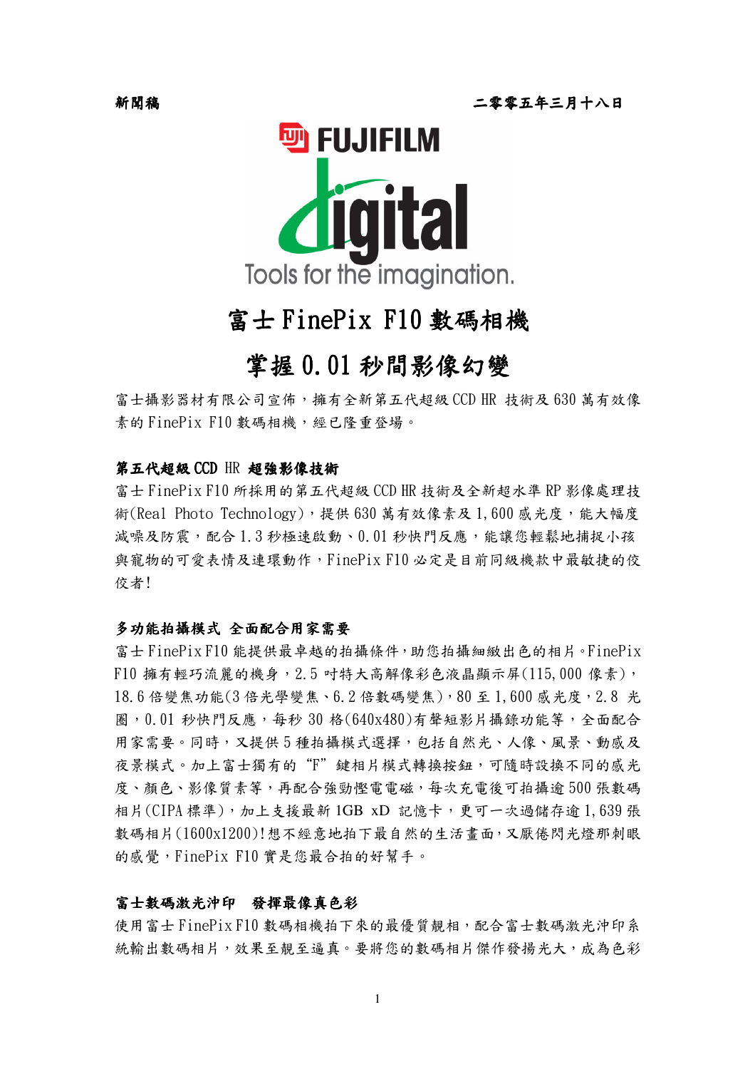新聞稿　　　　　　　　　　　　　　　　　　　　　　　二零零五年三月十八日

FUJIFILM digital Tools for the imagination.

# 富士 FinePix F10 數碼相機

# 掌握 0.01 秒間影像幻變

富士攝影器材有限公司宣佈，擁有全新第五代超級 CCD HR 技術及 630 萬有效像素的 FinePix F10 數碼相機，經已隆重登場。

**第五代超級 CCD HR 超強影像技術**

富士 FinePix F10 所採用的第五代超級 CCD HR 技術及全新超水準 RP 影像處理技術(Real Photo Technology)，提供 630 萬有效像素及 1,600 感光度，能大幅度減噪及防震，配合 1.3 秒極速啟動、0.01 秒快門反應，能讓您輕鬆地捕捉小孩與寵物的可愛表情及連環動作，FinePix F10 必定是目前同級機款中最敏捷的佼佼者!

**多功能拍攝模式 全面配合用家需要**

富士 FinePix F10 能提供最卓越的拍攝條件，助您拍攝細緻出色的相片。FinePix F10 擁有輕巧流麗的機身，2.5 吋特大高解像彩色液晶顯示屏(115,000 像素)，18.6 倍變焦功能(3 倍光學變焦、6.2 倍數碼變焦)，80 至 1,600 感光度，2.8 光圈，0.01 秒快門反應，每秒 30 格(640x480)有聲短影片攝錄功能等，全面配合用家需要。同時，又提供 5 種拍攝模式選擇，包括自然光、人像、風景、動感及夜景模式。加上富士獨有的“F”鍵相片模式轉換按鈕，可隨時設換不同的感光度、顏色、影像質素等，再配合強勁慳電電磁，每次充電後可拍攝逾 500 張數碼相片(CIPA 標準)，加上支援最新 1GB xD 記憶卡，更可一次過儲存逾 1,639 張數碼相片(1600x1200)!想不經意地拍下最自然的生活畫面，又厭倦閃光燈那刺眼的感覺，FinePix F10 實是您最合拍的好幫手。

**富士數碼激光沖印　發揮最像真色彩**

使用富士 FinePix F10 數碼相機拍下來的最優質靚相，配合富士數碼激光沖印系統輸出數碼相片，效果至靚至逼真。要將您的數碼相片傑作發揚光大，成為色彩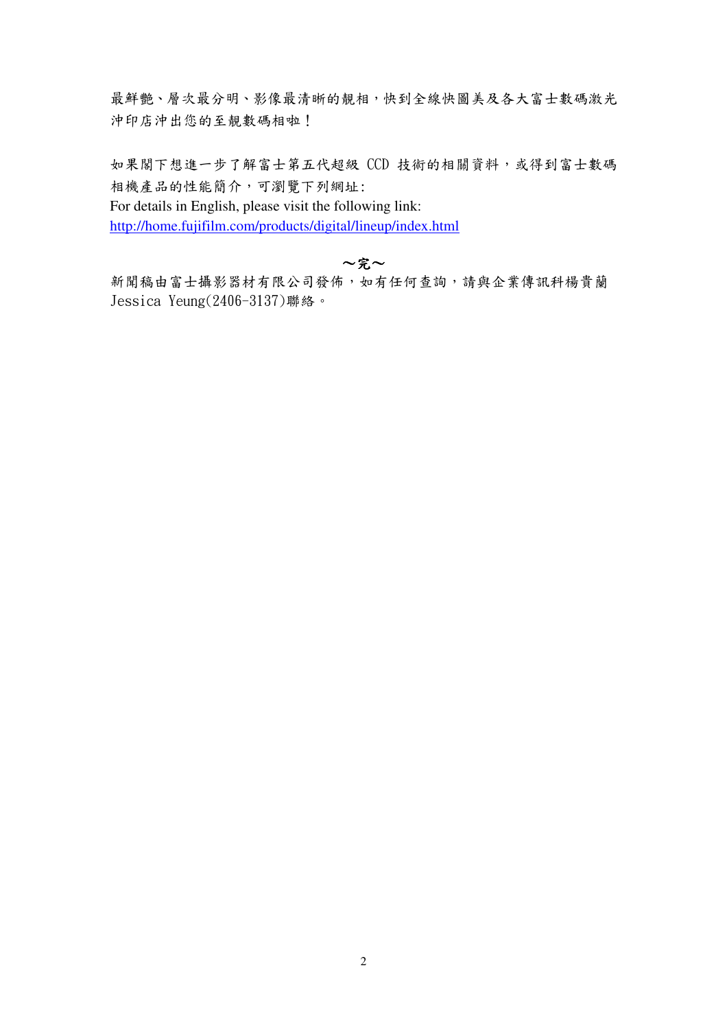最鮮艷、層次最分明、影像最清晰的靚相，快到全線快圖美及各大富士數碼激光沖印店沖出您的至靚數碼相啦！

如果閣下想進一步了解富士第五代超級 CCD 技術的相關資料，或得到富士數碼相機產品的性能簡介，可瀏覽下列網址:
For details in English, please visit the following link:
http://home.fujifilm.com/products/digital/lineup/index.html

**～完～**

新聞稿由富士攝影器材有限公司發佈，如有任何查詢，請與企業傳訊科楊貴蘭 Jessica Yeung(2406-3137)聯絡。